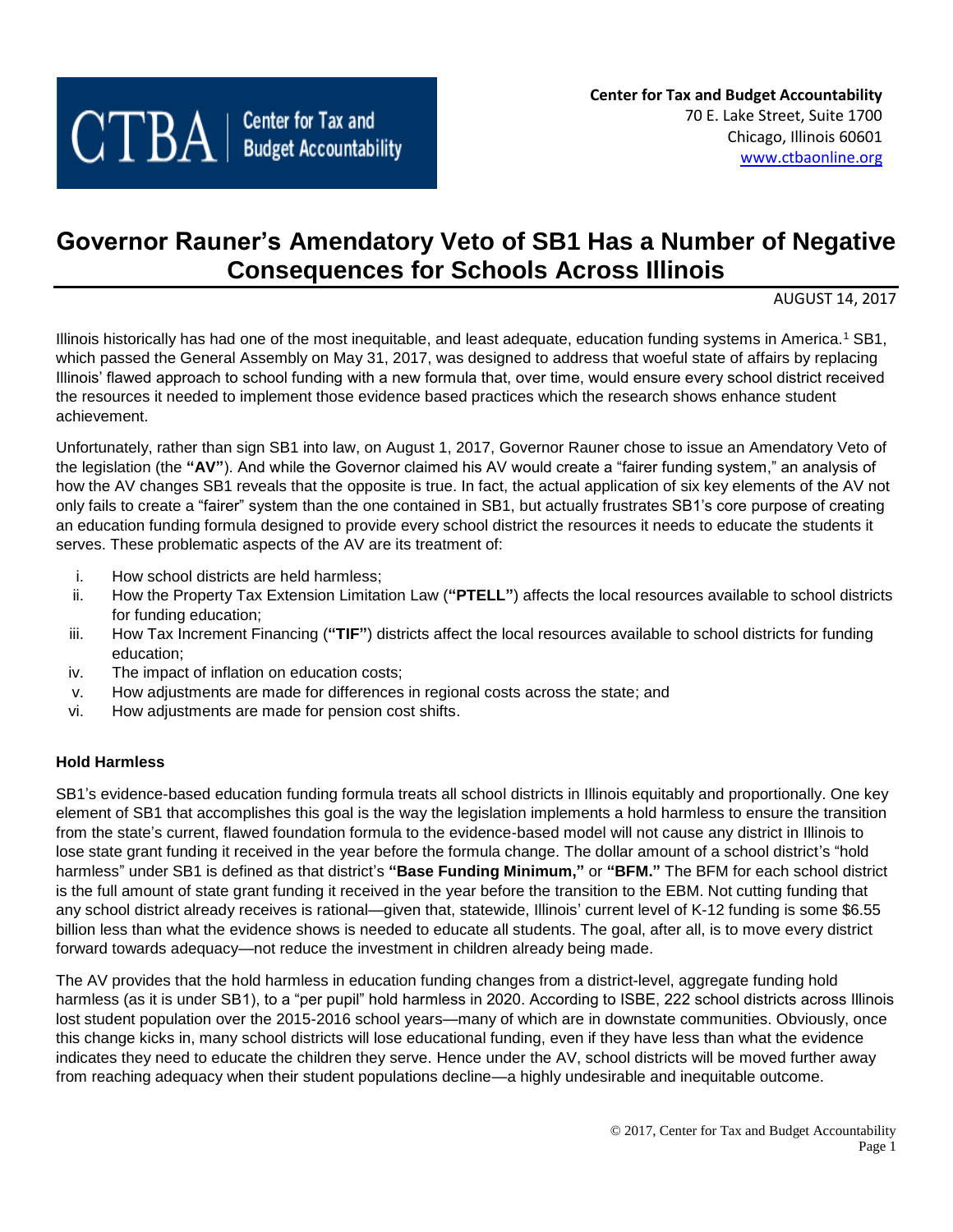**Center for Tax and Budget Accountability**
70 E. Lake Street, Suite 1700
Chicago, Illinois 60601
www.ctbaonline.org

# Governor Rauner's Amendatory Veto of SB1 Has a Number of Negative Consequences for Schools Across Illinois

AUGUST 14, 2017

Illinois historically has had one of the most inequitable, and least adequate, education funding systems in America.[1] SB1, which passed the General Assembly on May 31, 2017, was designed to address that woeful state of affairs by replacing Illinois' flawed approach to school funding with a new formula that, over time, would ensure every school district received the resources it needed to implement those evidence based practices which the research shows enhance student achievement.

Unfortunately, rather than sign SB1 into law, on August 1, 2017, Governor Rauner chose to issue an Amendatory Veto of the legislation (the **"AV"**). And while the Governor claimed his AV would create a "fairer funding system," an analysis of how the AV changes SB1 reveals that the opposite is true. In fact, the actual application of six key elements of the AV not only fails to create a "fairer" system than the one contained in SB1, but actually frustrates SB1's core purpose of creating an education funding formula designed to provide every school district the resources it needs to educate the students it serves. These problematic aspects of the AV are its treatment of:

i. How school districts are held harmless;
ii. How the Property Tax Extension Limitation Law (**"PTELL"**) affects the local resources available to school districts for funding education;
iii. How Tax Increment Financing (**"TIF"**) districts affect the local resources available to school districts for funding education;
iv. The impact of inflation on education costs;
v. How adjustments are made for differences in regional costs across the state; and
vi. How adjustments are made for pension cost shifts.

**Hold Harmless**

SB1's evidence-based education funding formula treats all school districts in Illinois equitably and proportionally. One key element of SB1 that accomplishes this goal is the way the legislation implements a hold harmless to ensure the transition from the state's current, flawed foundation formula to the evidence-based model will not cause any district in Illinois to lose state grant funding it received in the year before the formula change. The dollar amount of a school district's "hold harmless" under SB1 is defined as that district's **"Base Funding Minimum,"** or **"BFM."** The BFM for each school district is the full amount of state grant funding it received in the year before the transition to the EBM. Not cutting funding that any school district already receives is rational—given that, statewide, Illinois' current level of K-12 funding is some $6.55 billion less than what the evidence shows is needed to educate all students. The goal, after all, is to move every district forward towards adequacy—not reduce the investment in children already being made.

The AV provides that the hold harmless in education funding changes from a district-level, aggregate funding hold harmless (as it is under SB1), to a "per pupil" hold harmless in 2020. According to ISBE, 222 school districts across Illinois lost student population over the 2015-2016 school years—many of which are in downstate communities. Obviously, once this change kicks in, many school districts will lose educational funding, even if they have less than what the evidence indicates they need to educate the children they serve. Hence under the AV, school districts will be moved further away from reaching adequacy when their student populations decline—a highly undesirable and inequitable outcome.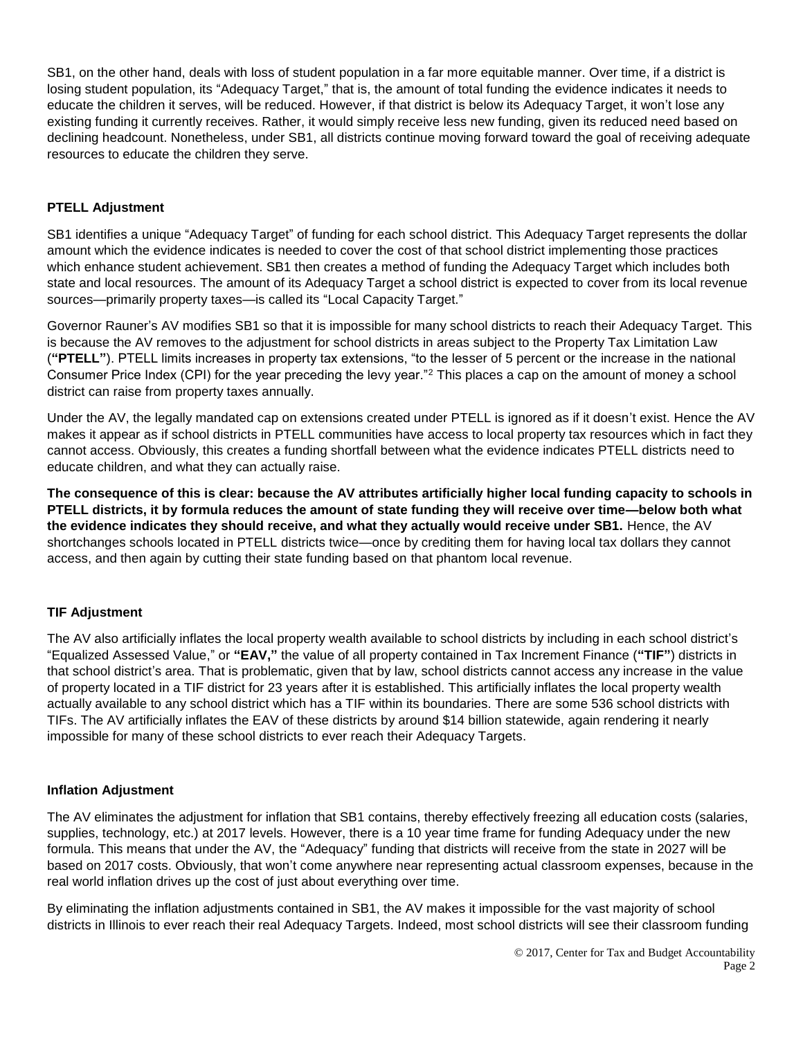SB1, on the other hand, deals with loss of student population in a far more equitable manner. Over time, if a district is losing student population, its "Adequacy Target," that is, the amount of total funding the evidence indicates it needs to educate the children it serves, will be reduced. However, if that district is below its Adequacy Target, it won't lose any existing funding it currently receives. Rather, it would simply receive less new funding, given its reduced need based on declining headcount. Nonetheless, under SB1, all districts continue moving forward toward the goal of receiving adequate resources to educate the children they serve.

### PTELL Adjustment

SB1 identifies a unique "Adequacy Target" of funding for each school district. This Adequacy Target represents the dollar amount which the evidence indicates is needed to cover the cost of that school district implementing those practices which enhance student achievement. SB1 then creates a method of funding the Adequacy Target which includes both state and local resources. The amount of its Adequacy Target a school district is expected to cover from its local revenue sources—primarily property taxes—is called its "Local Capacity Target."

Governor Rauner's AV modifies SB1 so that it is impossible for many school districts to reach their Adequacy Target. This is because the AV removes to the adjustment for school districts in areas subject to the Property Tax Limitation Law (**"PTELL"**). PTELL limits increases in property tax extensions, "to the lesser of 5 percent or the increase in the national Consumer Price Index (CPI) for the year preceding the levy year."[2] This places a cap on the amount of money a school district can raise from property taxes annually.

Under the AV, the legally mandated cap on extensions created under PTELL is ignored as if it doesn't exist. Hence the AV makes it appear as if school districts in PTELL communities have access to local property tax resources which in fact they cannot access. Obviously, this creates a funding shortfall between what the evidence indicates PTELL districts need to educate children, and what they can actually raise.

**The consequence of this is clear: because the AV attributes artificially higher local funding capacity to schools in PTELL districts, it by formula reduces the amount of state funding they will receive over time—below both what the evidence indicates they should receive, and what they actually would receive under SB1.** Hence, the AV shortchanges schools located in PTELL districts twice—once by crediting them for having local tax dollars they cannot access, and then again by cutting their state funding based on that phantom local revenue.

### TIF Adjustment

The AV also artificially inflates the local property wealth available to school districts by including in each school district's "Equalized Assessed Value," or **"EAV,"** the value of all property contained in Tax Increment Finance (**"TIF"**) districts in that school district's area. That is problematic, given that by law, school districts cannot access any increase in the value of property located in a TIF district for 23 years after it is established. This artificially inflates the local property wealth actually available to any school district which has a TIF within its boundaries. There are some 536 school districts with TIFs. The AV artificially inflates the EAV of these districts by around $14 billion statewide, again rendering it nearly impossible for many of these school districts to ever reach their Adequacy Targets.

### Inflation Adjustment

The AV eliminates the adjustment for inflation that SB1 contains, thereby effectively freezing all education costs (salaries, supplies, technology, etc.) at 2017 levels. However, there is a 10 year time frame for funding Adequacy under the new formula. This means that under the AV, the "Adequacy" funding that districts will receive from the state in 2027 will be based on 2017 costs. Obviously, that won't come anywhere near representing actual classroom expenses, because in the real world inflation drives up the cost of just about everything over time.

By eliminating the inflation adjustments contained in SB1, the AV makes it impossible for the vast majority of school districts in Illinois to ever reach their real Adequacy Targets. Indeed, most school districts will see their classroom funding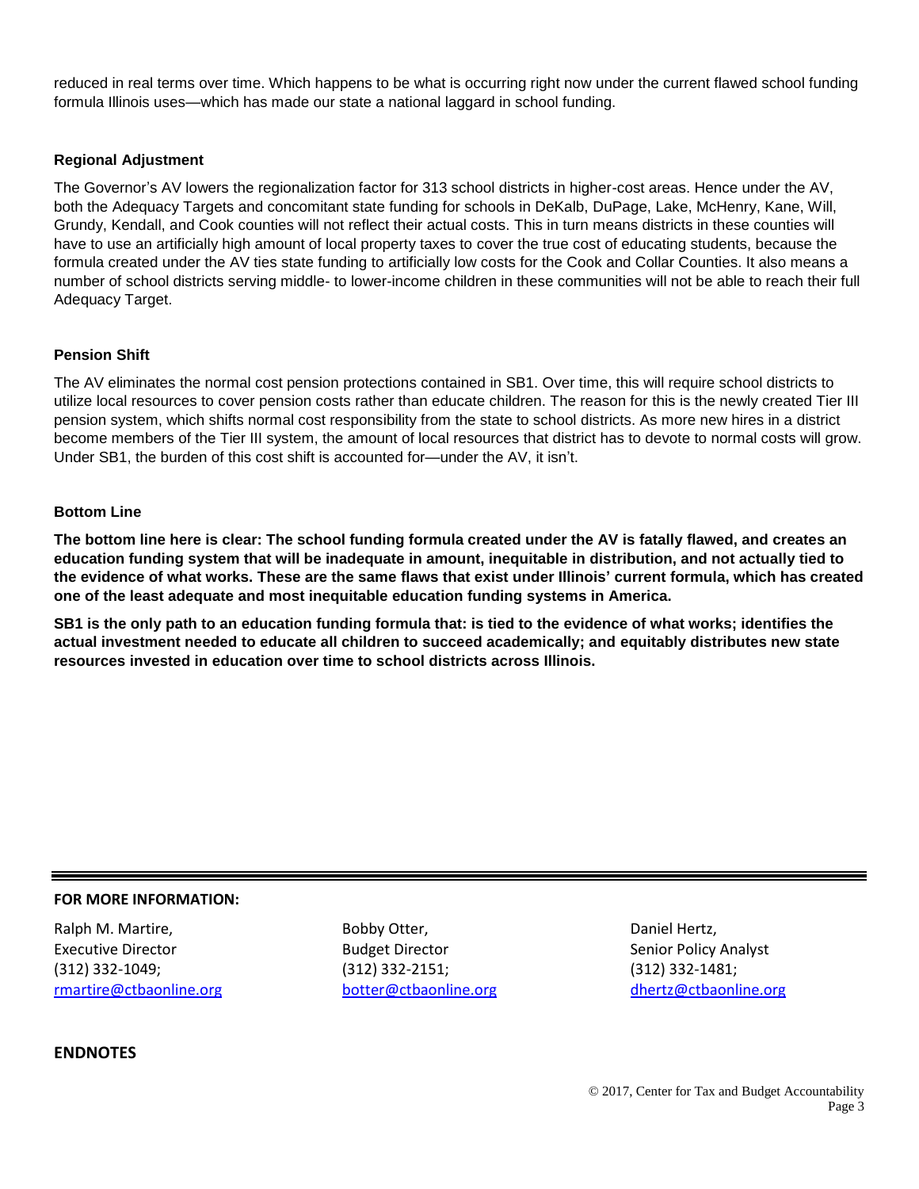reduced in real terms over time. Which happens to be what is occurring right now under the current flawed school funding formula Illinois uses—which has made our state a national laggard in school funding.

### Regional Adjustment

The Governor's AV lowers the regionalization factor for 313 school districts in higher-cost areas. Hence under the AV, both the Adequacy Targets and concomitant state funding for schools in DeKalb, DuPage, Lake, McHenry, Kane, Will, Grundy, Kendall, and Cook counties will not reflect their actual costs. This in turn means districts in these counties will have to use an artificially high amount of local property taxes to cover the true cost of educating students, because the formula created under the AV ties state funding to artificially low costs for the Cook and Collar Counties. It also means a number of school districts serving middle- to lower-income children in these communities will not be able to reach their full Adequacy Target.

### Pension Shift

The AV eliminates the normal cost pension protections contained in SB1. Over time, this will require school districts to utilize local resources to cover pension costs rather than educate children. The reason for this is the newly created Tier III pension system, which shifts normal cost responsibility from the state to school districts. As more new hires in a district become members of the Tier III system, the amount of local resources that district has to devote to normal costs will grow. Under SB1, the burden of this cost shift is accounted for—under the AV, it isn't.

### Bottom Line

**The bottom line here is clear: The school funding formula created under the AV is fatally flawed, and creates an education funding system that will be inadequate in amount, inequitable in distribution, and not actually tied to the evidence of what works. These are the same flaws that exist under Illinois' current formula, which has created one of the least adequate and most inequitable education funding systems in America.**

**SB1 is the only path to an education funding formula that: is tied to the evidence of what works; identifies the actual investment needed to educate all children to succeed academically; and equitably distributes new state resources invested in education over time to school districts across Illinois.**

---

**FOR MORE INFORMATION:**

Ralph M. Martire,
Executive Director
(312) 332-1049;
rmartire@ctbaonline.org

Bobby Otter,
Budget Director
(312) 332-2151;
botter@ctbaonline.org

Daniel Hertz,
Senior Policy Analyst
(312) 332-1481;
dhertz@ctbaonline.org

## ENDNOTES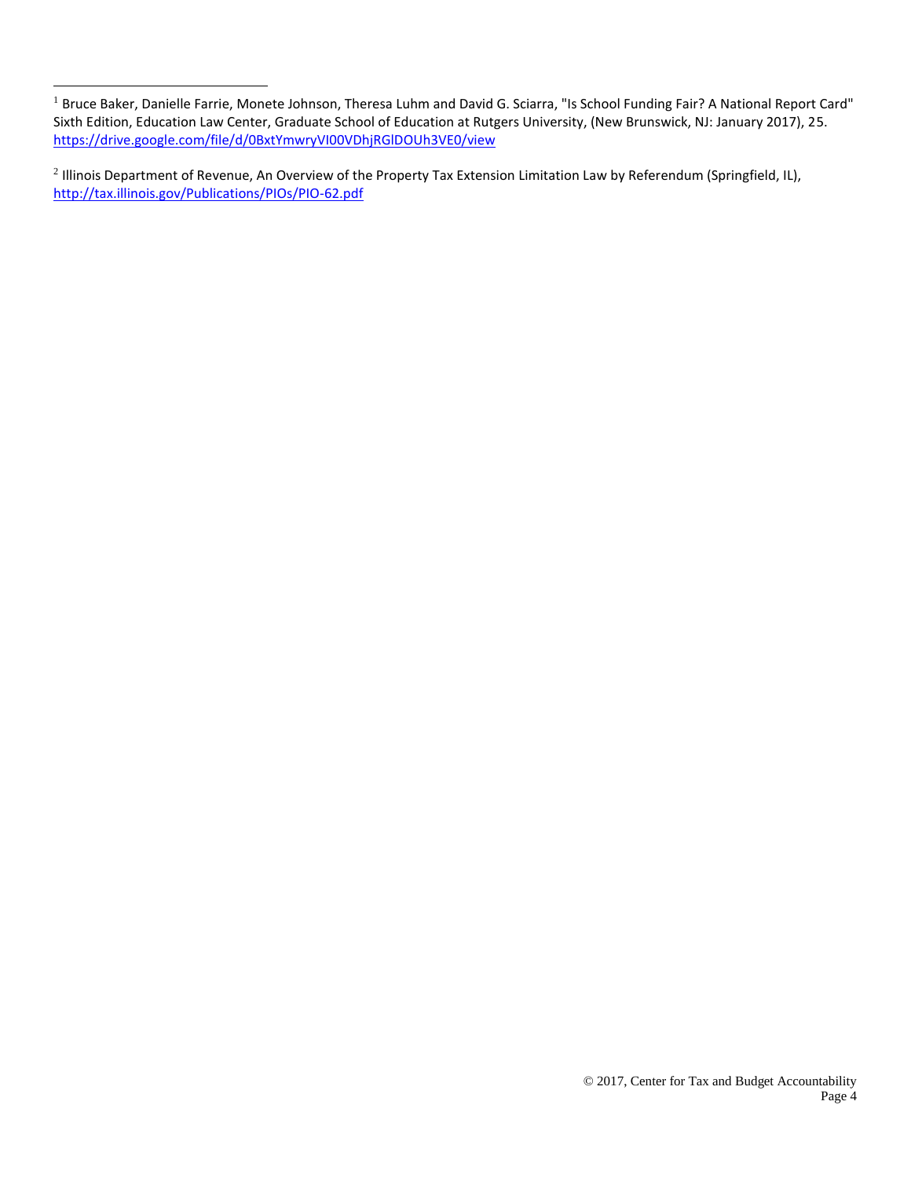[1] Bruce Baker, Danielle Farrie, Monete Johnson, Theresa Luhm and David G. Sciarra, "Is School Funding Fair? A National Report Card" Sixth Edition, Education Law Center, Graduate School of Education at Rutgers University, (New Brunswick, NJ: January 2017), 25. https://drive.google.com/file/d/0BxtYmwryVI00VDhjRGlDOUh3VE0/view

[2] Illinois Department of Revenue, An Overview of the Property Tax Extension Limitation Law by Referendum (Springfield, IL), http://tax.illinois.gov/Publications/PIOs/PIO-62.pdf

© 2017, Center for Tax and Budget Accountability